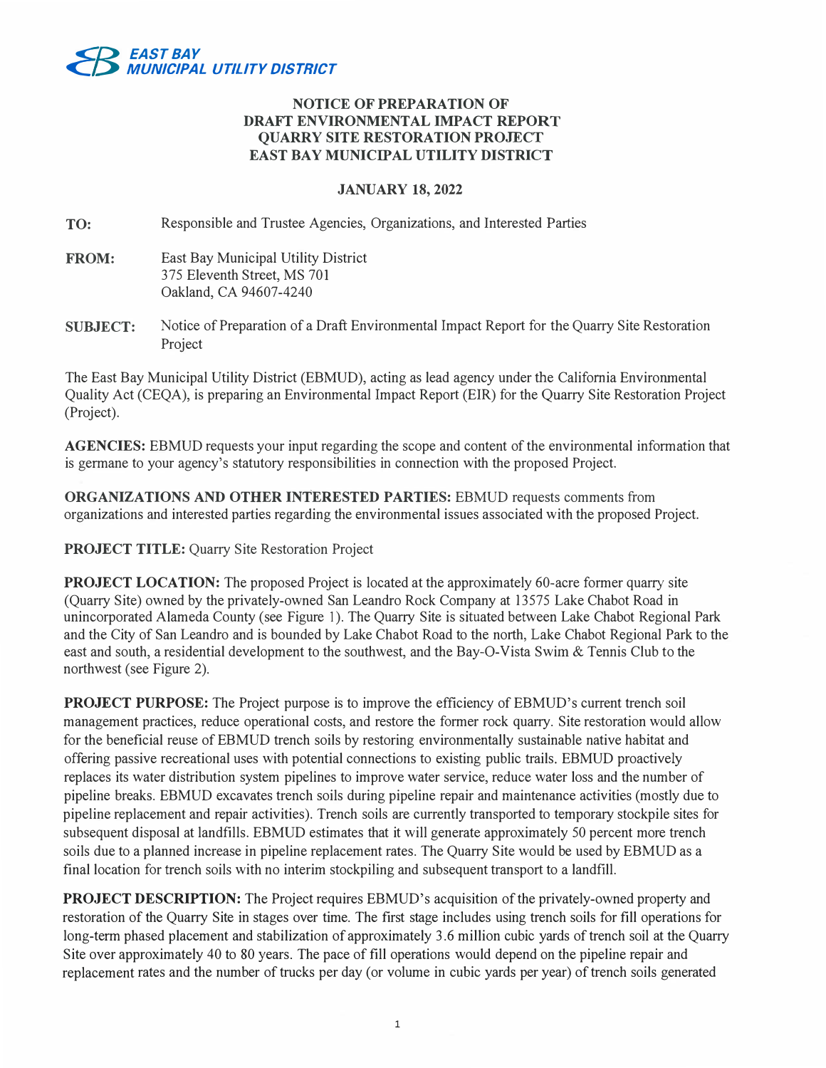**EAST BAY MUNICIPAL UTILITY DISTRICT**

# NOTICE OF PREPARATION OF DRAFT ENVIRONMENTAL IMPACT REPORT QUARRY SITE RESTORATION PROJECT EAST BAY MUNICIPAL UTILITY DISTRICT

**JANUARY 18, 2022**

**TO:** Responsible and Trustee Agencies, Organizations, and Interested Parties

**FROM:** East Bay Municipal Utility District
375 Eleventh Street, MS 701
Oakland, CA 94607-4240

**SUBJECT:** Notice of Preparation of a Draft Environmental Impact Report for the Quarry Site Restoration Project

The East Bay Municipal Utility District (EBMUD), acting as lead agency under the California Environmental Quality Act (CEQA), is preparing an Environmental Impact Report (EIR) for the Quarry Site Restoration Project (Project).

**AGENCIES:** EBMUD requests your input regarding the scope and content of the environmental information that is germane to your agency's statutory responsibilities in connection with the proposed Project.

**ORGANIZATIONS AND OTHER INTERESTED PARTIES:** EBMUD requests comments from organizations and interested parties regarding the environmental issues associated with the proposed Project.

**PROJECT TITLE:** Quarry Site Restoration Project

**PROJECT LOCATION:** The proposed Project is located at the approximately 60-acre former quarry site (Quarry Site) owned by the privately-owned San Leandro Rock Company at 13575 Lake Chabot Road in unincorporated Alameda County (see Figure 1). The Quarry Site is situated between Lake Chabot Regional Park and the City of San Leandro and is bounded by Lake Chabot Road to the north, Lake Chabot Regional Park to the east and south, a residential development to the southwest, and the Bay-O-Vista Swim & Tennis Club to the northwest (see Figure 2).

**PROJECT PURPOSE:** The Project purpose is to improve the efficiency of EBMUD's current trench soil management practices, reduce operational costs, and restore the former rock quarry. Site restoration would allow for the beneficial reuse of EBMUD trench soils by restoring environmentally sustainable native habitat and offering passive recreational uses with potential connections to existing public trails. EBMUD proactively replaces its water distribution system pipelines to improve water service, reduce water loss and the number of pipeline breaks. EBMUD excavates trench soils during pipeline repair and maintenance activities (mostly due to pipeline replacement and repair activities). Trench soils are currently transported to temporary stockpile sites for subsequent disposal at landfills. EBMUD estimates that it will generate approximately 50 percent more trench soils due to a planned increase in pipeline replacement rates. The Quarry Site would be used by EBMUD as a final location for trench soils with no interim stockpiling and subsequent transport to a landfill.

**PROJECT DESCRIPTION:** The Project requires EBMUD's acquisition of the privately-owned property and restoration of the Quarry Site in stages over time. The first stage includes using trench soils for fill operations for long-term phased placement and stabilization of approximately 3.6 million cubic yards of trench soil at the Quarry Site over approximately 40 to 80 years. The pace of fill operations would depend on the pipeline repair and replacement rates and the number of trucks per day (or volume in cubic yards per year) of trench soils generated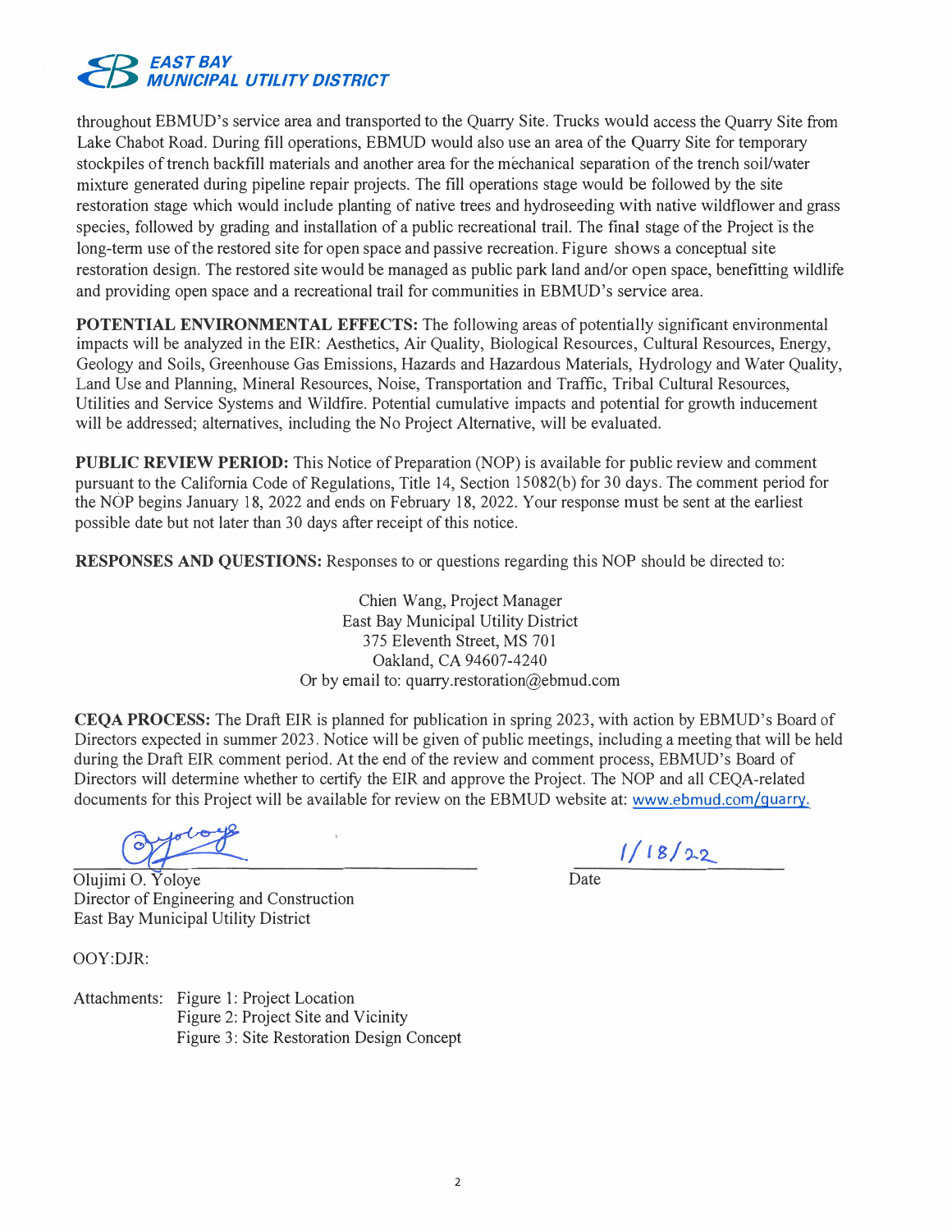throughout EBMUD's service area and transported to the Quarry Site. Trucks would access the Quarry Site from Lake Chabot Road. During fill operations, EBMUD would also use an area of the Quarry Site for temporary stockpiles of trench backfill materials and another area for the mechanical separation of the trench soil/water mixture generated during pipeline repair projects. The fill operations stage would be followed by the site restoration stage which would include planting of native trees and hydroseeding with native wildflower and grass species, followed by grading and installation of a public recreational trail. The final stage of the Project is the long-term use of the restored site for open space and passive recreation. Figure shows a conceptual site restoration design. The restored site would be managed as public park land and/or open space, benefitting wildlife and providing open space and a recreational trail for communities in EBMUD's service area.

**POTENTIAL ENVIRONMENTAL EFFECTS:** The following areas of potentially significant environmental impacts will be analyzed in the EIR: Aesthetics, Air Quality, Biological Resources, Cultural Resources, Energy, Geology and Soils, Greenhouse Gas Emissions, Hazards and Hazardous Materials, Hydrology and Water Quality, Land Use and Planning, Mineral Resources, Noise, Transportation and Traffic, Tribal Cultural Resources, Utilities and Service Systems and Wildfire. Potential cumulative impacts and potential for growth inducement will be addressed; alternatives, including the No Project Alternative, will be evaluated.

**PUBLIC REVIEW PERIOD:** This Notice of Preparation (NOP) is available for public review and comment pursuant to the California Code of Regulations, Title 14, Section 15082(b) for 30 days. The comment period for the NOP begins January 18, 2022 and ends on February 18, 2022. Your response must be sent at the earliest possible date but not later than 30 days after receipt of this notice.

**RESPONSES AND QUESTIONS:** Responses to or questions regarding this NOP should be directed to:

Chien Wang, Project Manager
East Bay Municipal Utility District
375 Eleventh Street, MS 701
Oakland, CA 94607-4240
Or by email to: quarry.restoration@ebmud.com

**CEQA PROCESS:** The Draft EIR is planned for publication in spring 2023, with action by EBMUD's Board of Directors expected in summer 2023. Notice will be given of public meetings, including a meeting that will be held during the Draft EIR comment period. At the end of the review and comment process, EBMUD's Board of Directors will determine whether to certify the EIR and approve the Project. The NOP and all CEQA-related documents for this Project will be available for review on the EBMUD website at: www.ebmud.com/quarry.

Olujimi O. Yoloye
Director of Engineering and Construction
East Bay Municipal Utility District

1/18/22
Date

OOY:DJR:

Attachments: Figure 1: Project Location
Figure 2: Project Site and Vicinity
Figure 3: Site Restoration Design Concept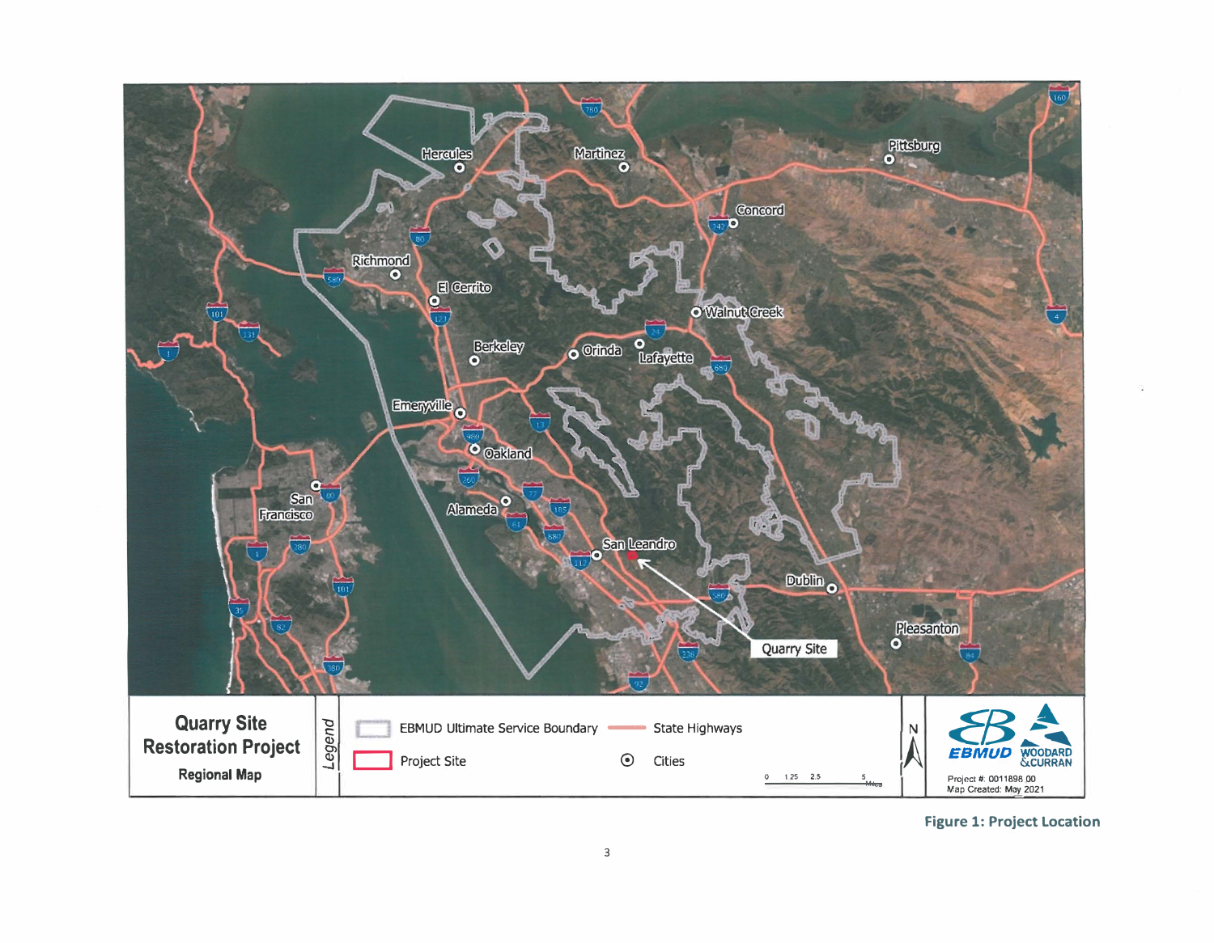**Quarry Site Restoration Project**

**Regional Map**

*Legend*

- EBMUD Ultimate Service Boundary
- Project Site
- State Highways
- Cities

0 1.25 2.5 5 Miles

N

EBMUD WOODARD & CURRAN

Project #: 0011898.00
Map Created: May 2021

Hercules, Martinez, Pittsburg, Concord, Richmond, El Cerrito, Walnut Creek, Berkeley, Orinda, Lafayette, Emeryville, Oakland, San Francisco, Alameda, San Leandro, Dublin, Pleasanton, Quarry Site

**Figure 1: Project Location**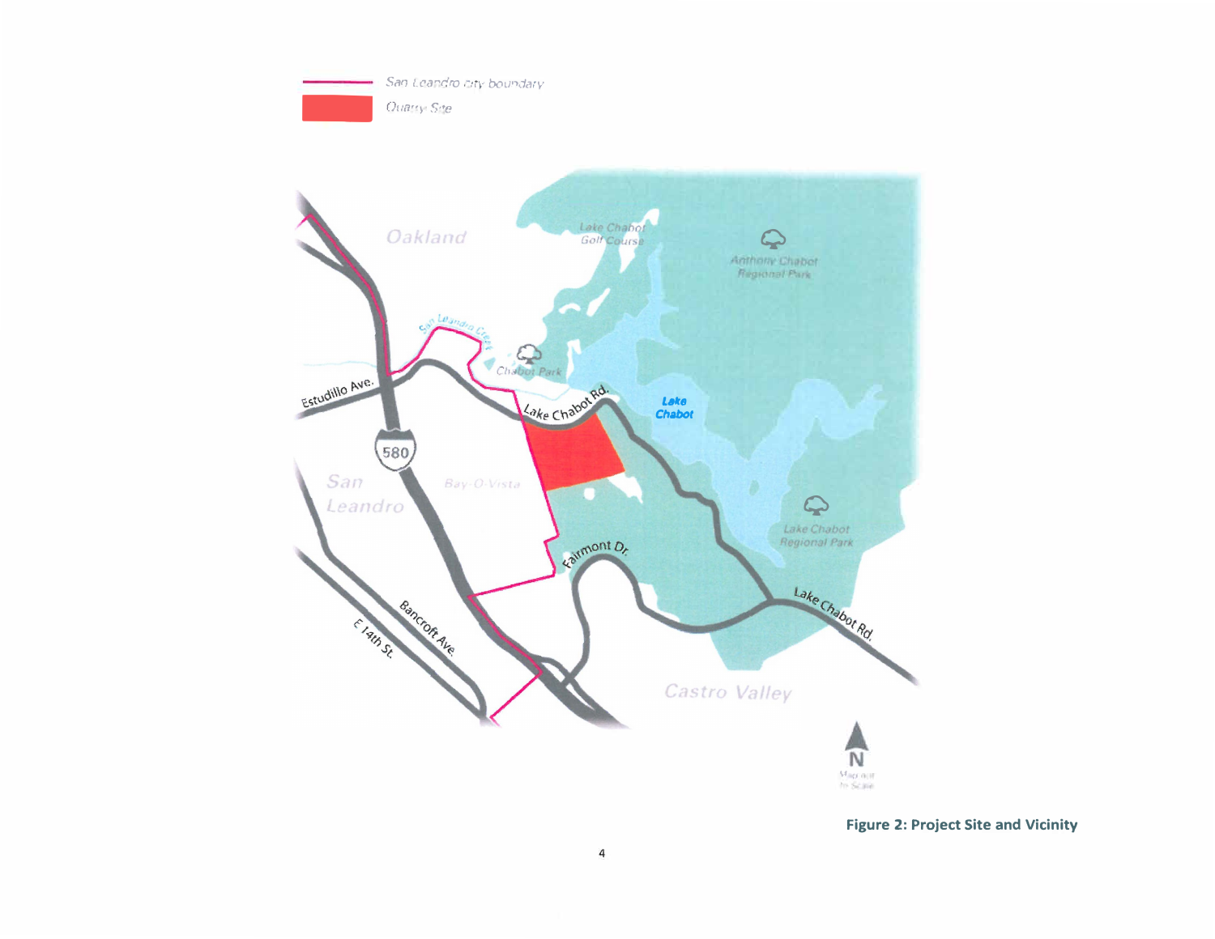San Leandro city boundary

Quarry Site

Oakland

Lake Chabot Golf Course

Anthony Chabot Regional Park

San Leandro Creek

Chabot Park

Estudillo Ave.

Lake Chabot Rd.

Lake Chabot

580

San Leandro

Bay-O-Vista

Lake Chabot Regional Park

Fairmont Dr.

Lake Chabot Rd.

Bancroft Ave.

E 14th St.

Castro Valley

N

Map not to Scale

**Figure 2: Project Site and Vicinity**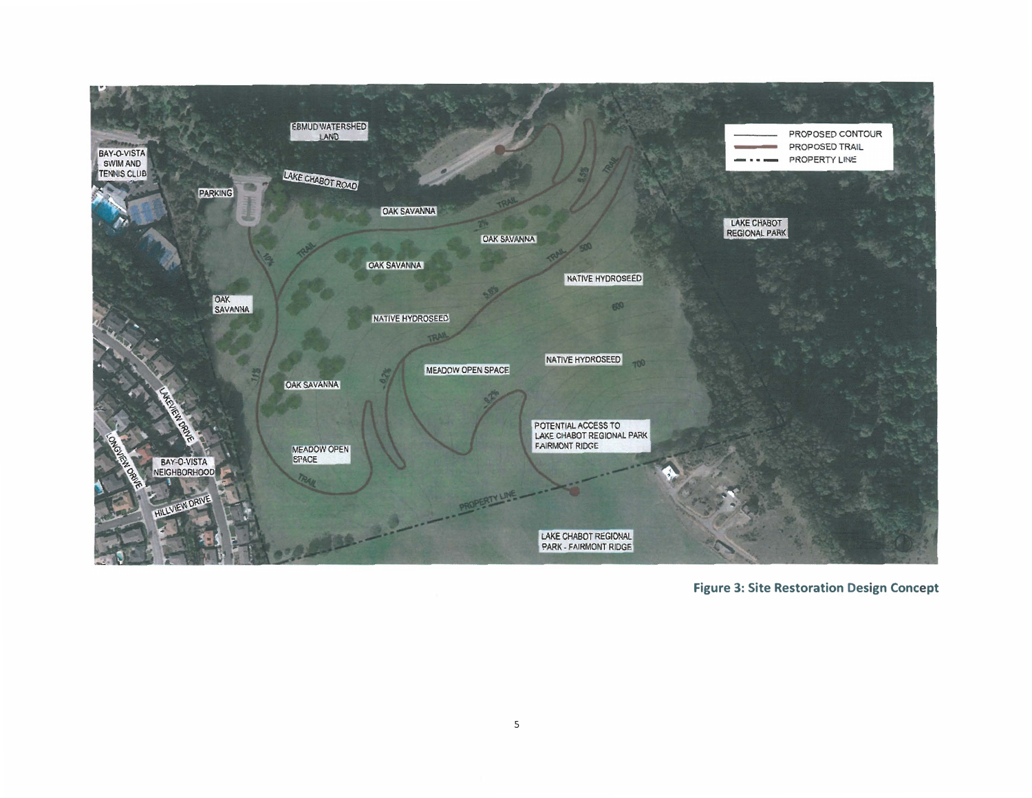PROPOSED CONTOUR
PROPOSED TRAIL
PROPERTY LINE

EBMUD WATERSHED LAND
BAY-O-VISTA SWIM AND TENNIS CLUB
PARKING
LAKE CHABOT ROAD
OAK SAVANNA
TRAIL
2%
OAK SAVANNA
OAK SAVANNA
OAK SAVANNA
TRAIL
10%
TRAIL
8.5%
TRAIL
500
NATIVE HYDROSEED
5.85%
600
NATIVE HYDROSEED
TRAIL
NATIVE HYDROSEED
700
MEADOW OPEN SPACE
8.2%
OAK SAVANNA
11%
8.2%
POTENTIAL ACCESS TO LAKE CHABOT REGIONAL PARK FAIRMONT RIDGE
MEADOW OPEN SPACE
TRAIL
PROPERTY LINE
LAKE CHABOT REGIONAL PARK
LAKE CHABOT REGIONAL PARK - FAIRMONT RIDGE
LAKEVIEW DRIVE
LONGVIEW DRIVE
BAY-O-VISTA NEIGHBORHOOD
HILLVIEW DRIVE

**Figure 3: Site Restoration Design Concept**